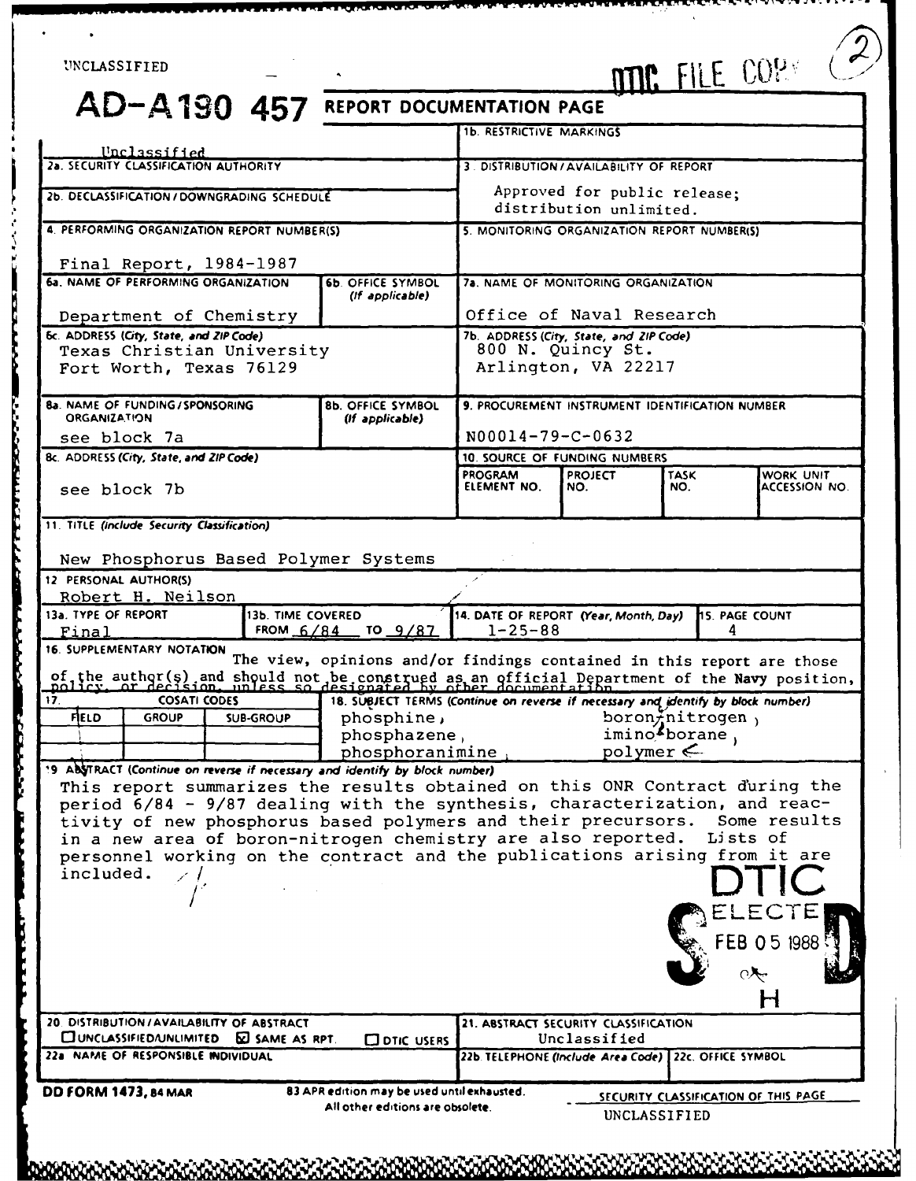UNCLASSIFIED

DTIC FILE COPY (2)

# AD-A190 457 REPORT DOCUMENTATION PAGE

| Field | Content |
|---|---|
| 1a. REPORT SECURITY CLASSIFICATION | Unclassified |
| 1b. RESTRICTIVE MARKINGS | |
| 2a. SECURITY CLASSIFICATION AUTHORITY | |
| 2b. DECLASSIFICATION / DOWNGRADING SCHEDULE | |
| 3. DISTRIBUTION / AVAILABILITY OF REPORT | Approved for public release; distribution unlimited. |
| 4. PERFORMING ORGANIZATION REPORT NUMBER(S) | Final Report, 1984-1987 |
| 5. MONITORING ORGANIZATION REPORT NUMBER(S) | |
| 6a. NAME OF PERFORMING ORGANIZATION | Department of Chemistry |
| 6b. OFFICE SYMBOL (If applicable) | |
| 6c. ADDRESS (City, State, and ZIP Code) | Texas Christian University, Fort Worth, Texas 76129 |
| 7a. NAME OF MONITORING ORGANIZATION | Office of Naval Research |
| 7b. ADDRESS (City, State, and ZIP Code) | 800 N. Quincy St., Arlington, VA 22217 |
| 8a. NAME OF FUNDING / SPONSORING ORGANIZATION | see block 7a |
| 8b. OFFICE SYMBOL (If applicable) | |
| 9. PROCUREMENT INSTRUMENT IDENTIFICATION NUMBER | N00014-79-C-0632 |
| 8c. ADDRESS (City, State, and ZIP Code) | see block 7b |
| 10. SOURCE OF FUNDING NUMBERS | PROGRAM ELEMENT NO.: ; PROJECT NO.: ; TASK NO.: ; WORK UNIT ACCESSION NO.: |
| 11. TITLE (Include Security Classification) | New Phosphorus Based Polymer Systems |
| 12. PERSONAL AUTHOR(S) | Robert H. Neilson |
| 13a. TYPE OF REPORT | Final |
| 13b. TIME COVERED | FROM 6/84 TO 9/87 |
| 14. DATE OF REPORT (Year, Month, Day) | 1-25-88 |
| 15. PAGE COUNT | 4 |

**16. SUPPLEMENTARY NOTATION** The view, opinions and/or findings contained in this report are those of the author(s) and should not be construed as an official Department of the Navy position, policy, or decision, unless so designated by other documentation.

**17. COSATI CODES**

| FIELD | GROUP | SUB-GROUP |
|---|---|---|
| | | |

**18. SUBJECT TERMS** (Continue on reverse if necessary and identify by block number)

phosphine, phosphazene, phosphoranimine, boron-nitrogen, imino-borane, polymer

**19. ABSTRACT** (Continue on reverse if necessary and identify by block number)

This report summarizes the results obtained on this ONR Contract during the period 6/84 - 9/87 dealing with the synthesis, characterization, and reactivity of new phosphorus based polymers and their precursors. Some results in a new area of boron-nitrogen chemistry are also reported. Lists of personnel working on the contract and the publications arising from it are included.

DTIC ELECTE FEB 05 1988 S D H

| Field | Content |
|---|---|
| 20. DISTRIBUTION / AVAILABILITY OF ABSTRACT | ☐ UNCLASSIFIED/UNLIMITED ☒ SAME AS RPT. ☐ DTIC USERS |
| 21. ABSTRACT SECURITY CLASSIFICATION | Unclassified |
| 22a. NAME OF RESPONSIBLE INDIVIDUAL | |
| 22b. TELEPHONE (Include Area Code) | |
| 22c. OFFICE SYMBOL | |

DD FORM 1473, 84 MAR — 83 APR edition may be used until exhausted. All other editions are obsolete.

SECURITY CLASSIFICATION OF THIS PAGE
UNCLASSIFIED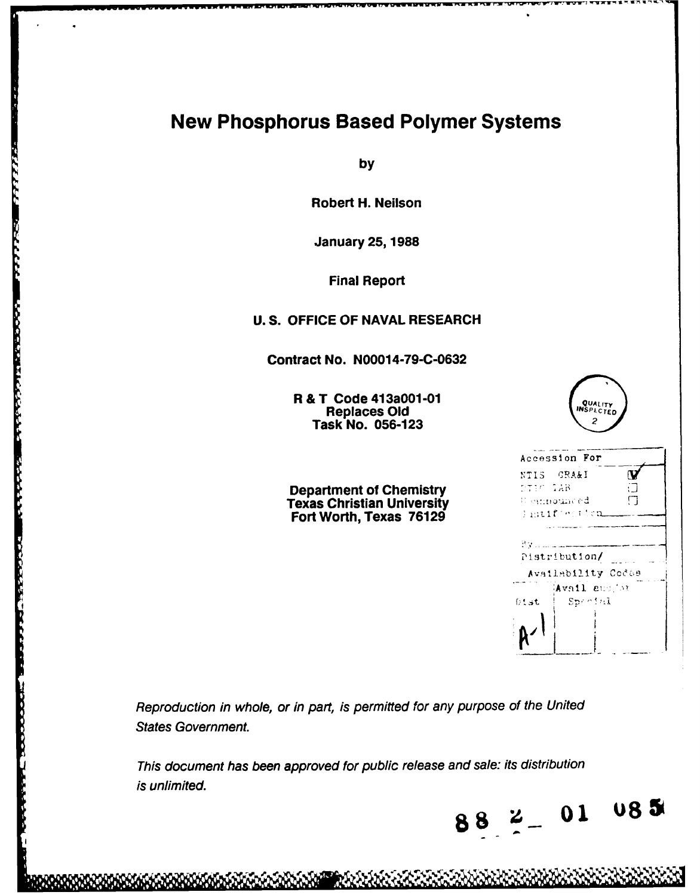# New Phosphorus Based Polymer Systems

by

Robert H. Neilson

January 25, 1988

Final Report

U. S. OFFICE OF NAVAL RESEARCH

Contract No. N00014-79-C-0632

R & T Code 413a001-01
Replaces Old
Task No. 056-123

Department of Chemistry
Texas Christian University
Fort Worth, Texas 76129

| Accession For | |
|---|---|
| NTIS GRA&I | ✓ |
| DTIC TAB | ☐ |
| Unannounced | ☐ |
| Justification | |
| By | |
| Distribution/ | |
| Availability Codes | |
| Dist | Avail and/or Special |
| A-1 | |

*Reproduction in whole, or in part, is permitted for any purpose of the United States Government.*

*This document has been approved for public release and sale: its distribution is unlimited.*

88 2 01 085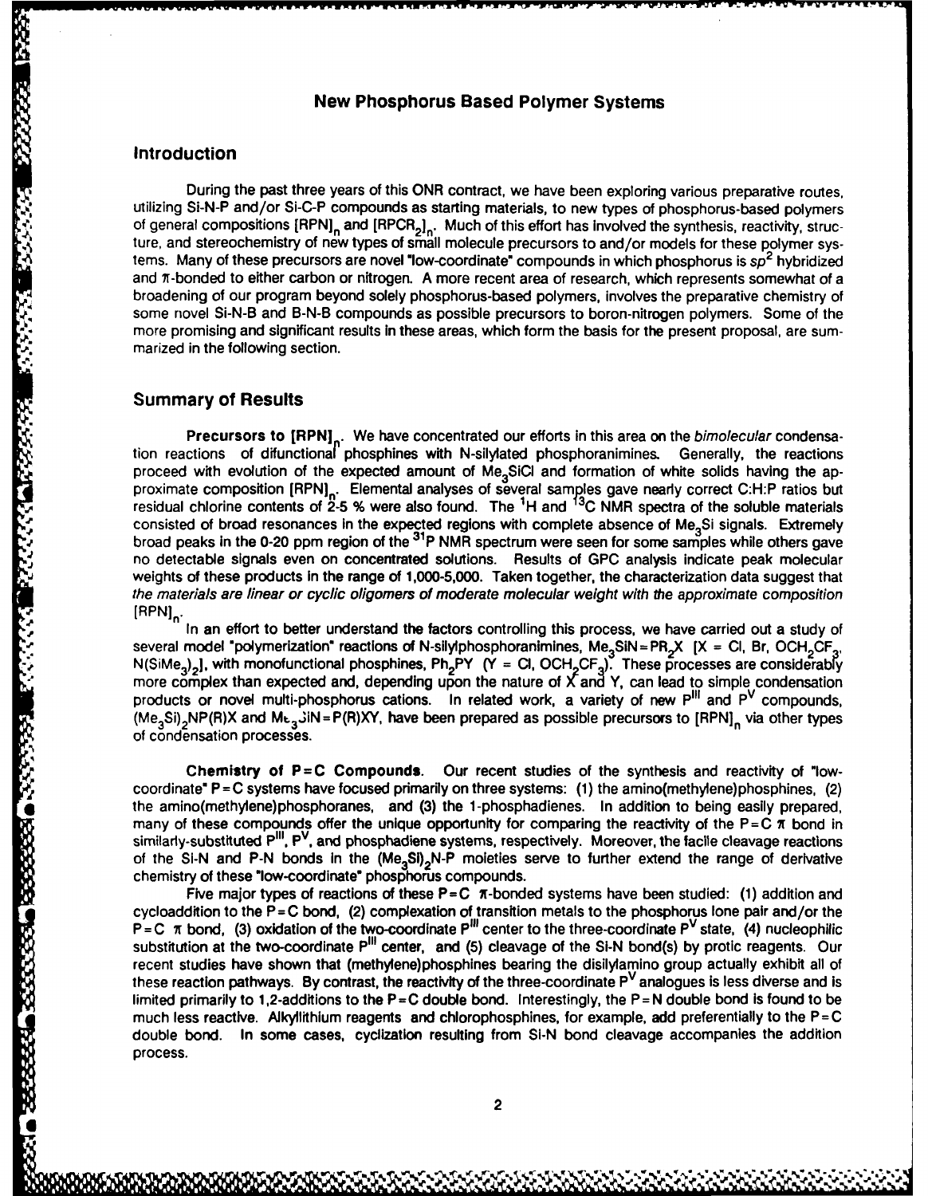## New Phosphorus Based Polymer Systems

### Introduction

During the past three years of this ONR contract, we have been exploring various preparative routes, utilizing Si-N-P and/or Si-C-P compounds as starting materials, to new types of phosphorus-based polymers of general compositions $[RPN]_n$ and $[RPCR_2]_n$. Much of this effort has involved the synthesis, reactivity, structure, and stereochemistry of new types of small molecule precursors to and/or models for these polymer systems. Many of these precursors are novel "low-coordinate" compounds in which phosphorus is $sp^2$ hybridized and $\pi$-bonded to either carbon or nitrogen. A more recent area of research, which represents somewhat of a broadening of our program beyond solely phosphorus-based polymers, involves the preparative chemistry of some novel Si-N-B and B-N-B compounds as possible precursors to boron-nitrogen polymers. Some of the more promising and significant results in these areas, which form the basis for the present proposal, are summarized in the following section.

### Summary of Results

**Precursors to $[RPN]_n$.** We have concentrated our efforts in this area on the *bimolecular* condensation reactions of difunctional phosphines with N-silylated phosphoranimines. Generally, the reactions proceed with evolution of the expected amount of $Me_3SiCl$ and formation of white solids having the approximate composition $[RPN]_n$. Elemental analyses of several samples gave nearly correct C:H:P ratios but residual chlorine contents of 2-5 % were also found. The $^1H$ and $^{13}C$ NMR spectra of the soluble materials consisted of broad resonances in the expected regions with complete absence of $Me_3Si$ signals. Extremely broad peaks in the 0-20 ppm region of the $^{31}P$ NMR spectrum were seen for some samples while others gave no detectable signals even on concentrated solutions. Results of GPC analysis indicate peak molecular weights of these products in the range of 1,000-5,000. Taken together, the characterization data suggest that *the materials are linear or cyclic oligomers of moderate molecular weight with the approximate composition $[RPN]_n$.*

In an effort to better understand the factors controlling this process, we have carried out a study of several model "polymerization" reactions of N-silylphosphoranimines, $Me_3SiN=PR_2X$ [X = Cl, Br, $OCH_2CF_3$, $N(SiMe_3)_2$], with monofunctional phosphines, $Ph_2PY$ (Y = Cl, $OCH_2CF_3$). These processes are considerably more complex than expected and, depending upon the nature of X and Y, can lead to simple condensation products or novel multi-phosphorus cations. In related work, a variety of new $P^{III}$ and $P^V$ compounds, $(Me_3Si)_2NP(R)X$ and $Me_3SiN=P(R)XY$, have been prepared as possible precursors to $[RPN]_n$ via other types of condensation processes.

**Chemistry of P=C Compounds.** Our recent studies of the synthesis and reactivity of "low-coordinate" P=C systems have focused primarily on three systems: (1) the amino(methylene)phosphines, (2) the amino(methylene)phosphoranes, and (3) the 1-phosphadienes. In addition to being easily prepared, many of these compounds offer the unique opportunity for comparing the reactivity of the P=C $\pi$ bond in similarly-substituted $P^{III}$, $P^V$, and phosphadiene systems, respectively. Moreover, the facile cleavage reactions of the Si-N and P-N bonds in the $(Me_3Si)_2N$-P moieties serve to further extend the range of derivative chemistry of these "low-coordinate" phosphorus compounds.

Five major types of reactions of these P=C $\pi$-bonded systems have been studied: (1) addition and cycloaddition to the P=C bond, (2) complexation of transition metals to the phosphorus lone pair and/or the P=C $\pi$ bond, (3) oxidation of the two-coordinate $P^{III}$ center to the three-coordinate $P^V$ state, (4) nucleophilic substitution at the two-coordinate $P^{III}$ center, and (5) cleavage of the Si-N bond(s) by protic reagents. Our recent studies have shown that (methylene)phosphines bearing the disilylamino group actually exhibit all of these reaction pathways. By contrast, the reactivity of the three-coordinate $P^V$ analogues is less diverse and is limited primarily to 1,2-additions to the P=C double bond. Interestingly, the P=N double bond is found to be much less reactive. Alkyllithium reagents and chlorophosphines, for example, add preferentially to the P=C double bond. In some cases, cyclization resulting from Si-N bond cleavage accompanies the addition process.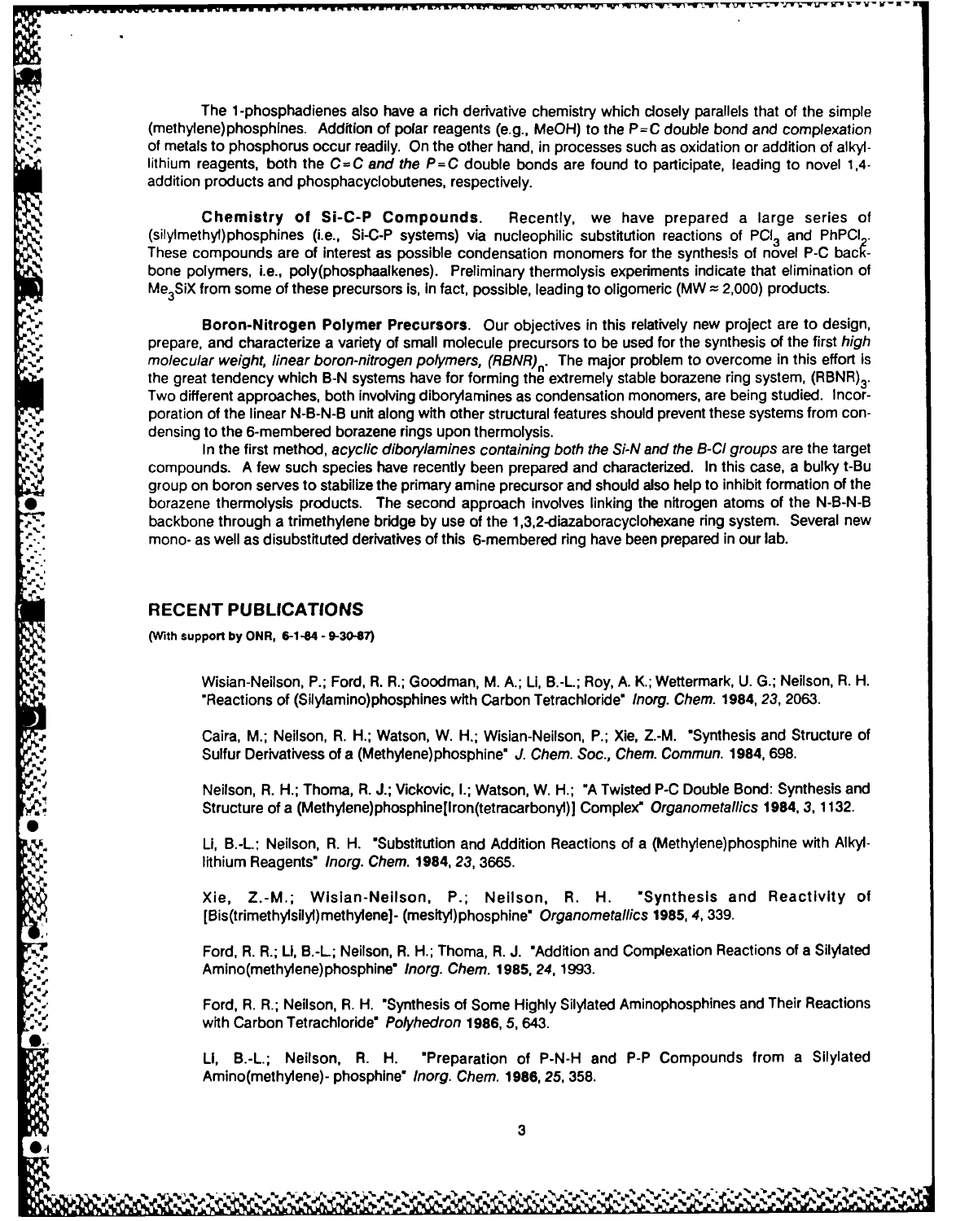The 1-phosphadienes also have a rich derivative chemistry which closely parallels that of the simple (methylene)phosphines. Addition of polar reagents (e.g., MeOH) to the *P=C double bond and complexation* of metals to phosphorus occur readily. On the other hand, in processes such as oxidation or addition of alkyllithium reagents, both the *C=C and the P=C* double bonds are found to participate, leading to novel 1,4-addition products and phosphacyclobutenes, respectively.

**Chemistry of Si-C-P Compounds.** Recently, we have prepared a large series of (silylmethyl)phosphines (i.e., Si-C-P systems) via nucleophilic substitution reactions of $PCl_3$ and $PhPCl_2$. These compounds are of interest as possible condensation monomers for the synthesis of novel P-C backbone polymers, i.e., poly(phosphaalkenes). Preliminary thermolysis experiments indicate that elimination of $Me_3SiX$ from some of these precursors is, in fact, possible, leading to oligomeric (MW ≈ 2,000) products.

**Boron-Nitrogen Polymer Precursors.** Our objectives in this relatively new project are to design, prepare, and characterize a variety of small molecule precursors to be used for the synthesis of the first *high molecular weight, linear boron-nitrogen polymers, $(RBNR)_n$*. The major problem to overcome in this effort is the great tendency which B-N systems have for forming the extremely stable borazene ring system, $(RBNR)_3$. Two different approaches, both involving diborylamines as condensation monomers, are being studied. Incorporation of the linear N-B-N-B unit along with other structural features should prevent these systems from condensing to the 6-membered borazene rings upon thermolysis.

In the first method, *acyclic diborylamines containing both the Si-N and the B-Cl groups* are the target compounds. A few such species have recently been prepared and characterized. In this case, a bulky t-Bu group on boron serves to stabilize the primary amine precursor and should also help to inhibit formation of the borazene thermolysis products. The second approach involves linking the nitrogen atoms of the N-B-N-B backbone through a trimethylene bridge by use of the 1,3,2-diazaboracyclohexane ring system. Several new mono- as well as disubstituted derivatives of this 6-membered ring have been prepared in our lab.

## RECENT PUBLICATIONS

**(With support by ONR, 6-1-84 - 9-30-87)**

Wisian-Neilson, P.; Ford, R. R.; Goodman, M. A.; Li, B.-L.; Roy, A. K.; Wettermark, U. G.; Neilson, R. H. "Reactions of (Silylamino)phosphines with Carbon Tetrachloride" *Inorg. Chem.* **1984**, *23*, 2063.

Caira, M.; Neilson, R. H.; Watson, W. H.; Wisian-Neilson, P.; Xie, Z.-M. "Synthesis and Structure of Sulfur Derivativess of a (Methylene)phosphine" *J. Chem. Soc., Chem. Commun.* **1984**, 698.

Neilson, R. H.; Thoma, R. J.; Vickovic, I.; Watson, W. H.; "A Twisted P-C Double Bond: Synthesis and Structure of a (Methylene)phosphine[Iron(tetracarbonyl)] Complex" *Organometallics* **1984**, *3*, 1132.

Li, B.-L.; Neilson, R. H. "Substitution and Addition Reactions of a (Methylene)phosphine with Alkyllithium Reagents" *Inorg. Chem.* **1984**, *23*, 3665.

Xie, Z.-M.; Wisian-Neilson, P.; Neilson, R. H. "Synthesis and Reactivity of [Bis(trimethylsilyl)methylene]- (mesityl)phosphine" *Organometallics* **1985**, *4*, 339.

Ford, R. R.; Li, B.-L.; Neilson, R. H.; Thoma, R. J. "Addition and Complexation Reactions of a Silylated Amino(methylene)phosphine" *Inorg. Chem.* **1985**, *24*, 1993.

Ford, R. R.; Neilson, R. H. "Synthesis of Some Highly Silylated Aminophosphines and Their Reactions with Carbon Tetrachloride" *Polyhedron* **1986**, *5*, 643.

Li, B.-L.; Neilson, R. H. "Preparation of P-N-H and P-P Compounds from a Silylated Amino(methylene)- phosphine" *Inorg. Chem.* **1986**, *25*, 358.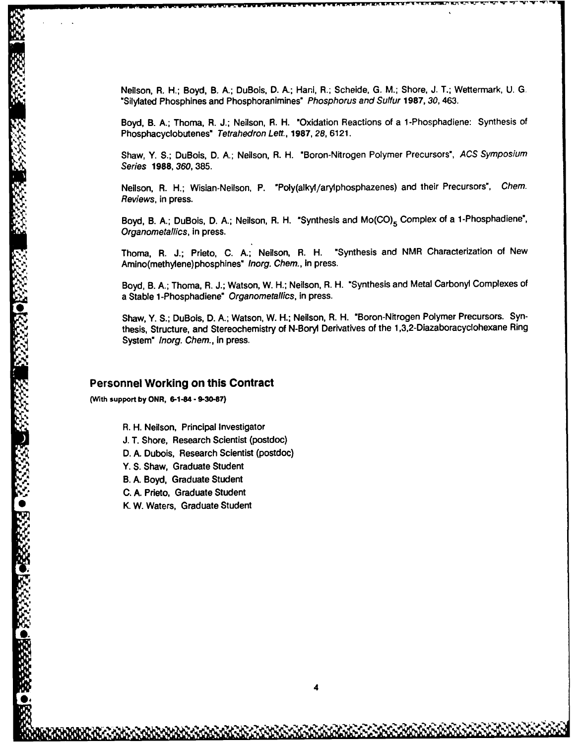Neilson, R. H.; Boyd, B. A.; DuBois, D. A.; Hani, R.; Scheide, G. M.; Shore, J. T.; Wettermark, U. G. "Silylated Phosphines and Phosphoranimines" *Phosphorus and Sulfur* **1987**, *30*, 463.

Boyd, B. A.; Thoma, R. J.; Neilson, R. H. "Oxidation Reactions of a 1-Phosphadiene: Synthesis of Phosphacyclobutenes" *Tetrahedron Lett.*, **1987**, *28*, 6121.

Shaw, Y. S.; DuBois, D. A.; Neilson, R. H. "Boron-Nitrogen Polymer Precursors", *ACS Symposium Series* **1988**, *360*, 385.

Neilson, R. H.; Wisian-Neilson, P. "Poly(alkyl/arylphosphazenes) and their Precursors", *Chem. Reviews*, in press.

Boyd, B. A.; DuBois, D. A.; Neilson, R. H. "Synthesis and $Mo(CO)_5$ Complex of a 1-Phosphadiene", *Organometallics*, in press.

Thoma, R. J.; Prieto, C. A.; Neilson, R. H. "Synthesis and NMR Characterization of New Amino(methylene)phosphines" *Inorg. Chem.*, in press.

Boyd, B. A.; Thoma, R. J.; Watson, W. H.; Neilson, R. H. "Synthesis and Metal Carbonyl Complexes of a Stable 1-Phosphadiene" *Organometallics*, in press.

Shaw, Y. S.; DuBois, D. A.; Watson, W. H.; Neilson, R. H. "Boron-Nitrogen Polymer Precursors. Synthesis, Structure, and Stereochemistry of N-Boryl Derivatives of the 1,3,2-Diazaboracyclohexane Ring System" *Inorg. Chem.*, in press.

## Personnel Working on this Contract

**(With support by ONR, 6-1-84 - 9-30-87)**

- R. H. Neilson, Principal Investigator
- J. T. Shore, Research Scientist (postdoc)
- D. A. Dubois, Research Scientist (postdoc)
- Y. S. Shaw, Graduate Student
- B. A. Boyd, Graduate Student
- C. A. Prieto, Graduate Student
- K. W. Waters, Graduate Student